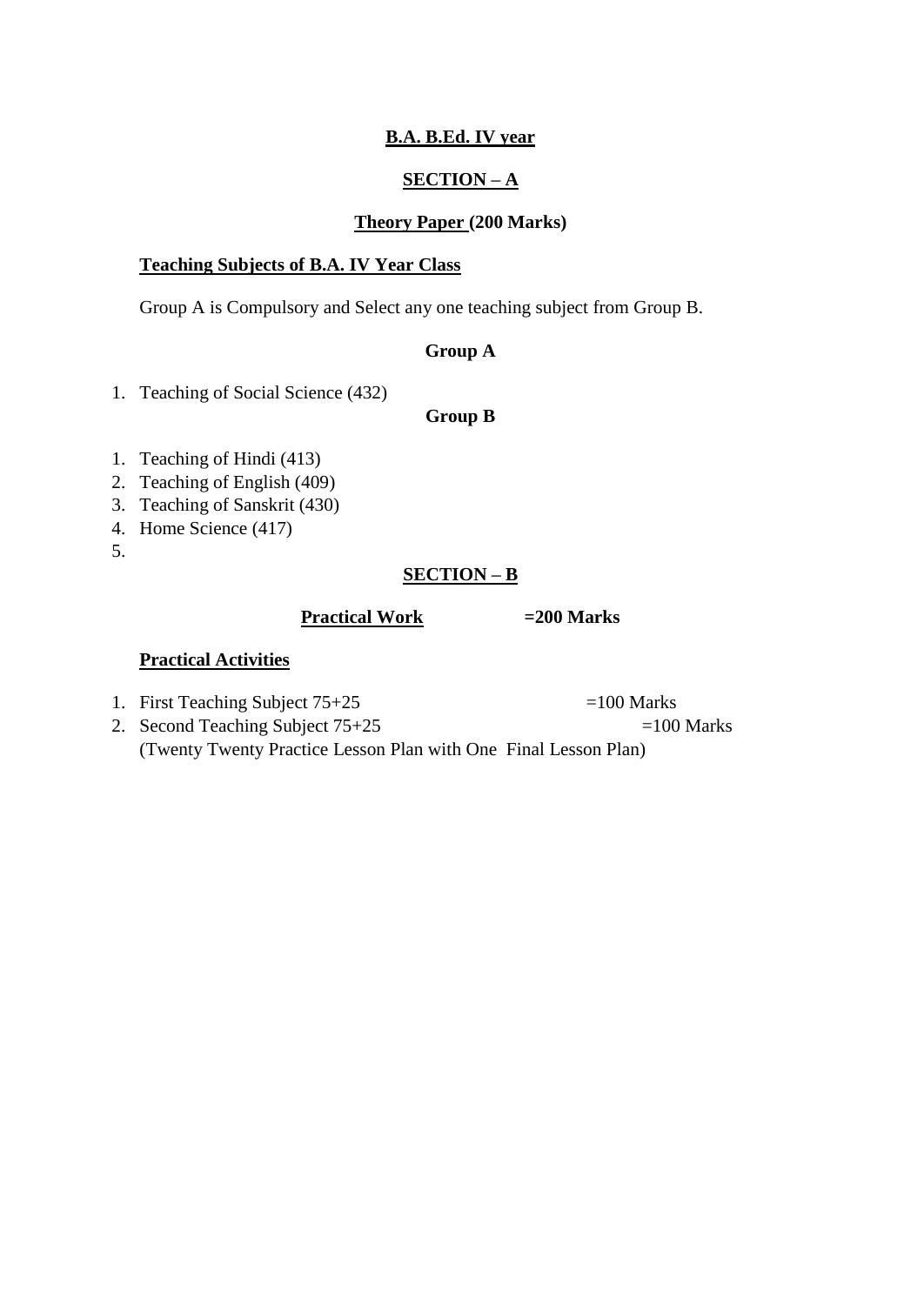**B.A. B.Ed. IV year**

**SECTION – A**

**Theory Paper (200 Marks)**

**Teaching Subjects of B.A. IV Year Class**

Group A is Compulsory and Select any one teaching subject from Group B.

**Group A**

1. Teaching of Social Science (432)

**Group B**

1. Teaching of Hindi (413)
2. Teaching of English (409)
3. Teaching of Sanskrit (430)
4. Home Science (417)
5. 

**SECTION – B**

**Practical Work =200 Marks**

**Practical Activities**

1. First Teaching Subject 75+25 =100 Marks
2. Second Teaching Subject 75+25 =100 Marks
   (Twenty Twenty Practice Lesson Plan with One Final Lesson Plan)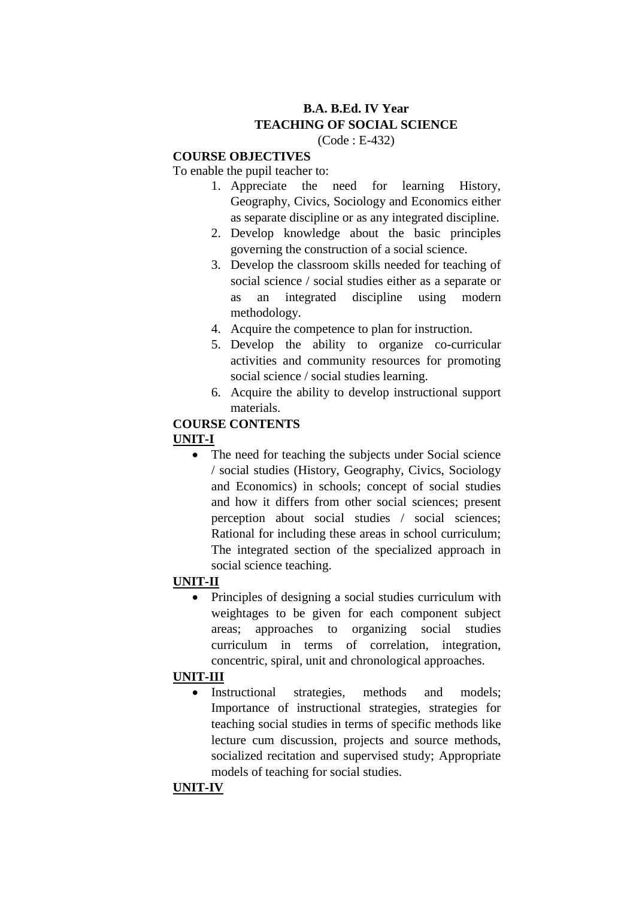**B.A. B.Ed. IV Year**
**TEACHING OF SOCIAL SCIENCE**
(Code : E-432)

**COURSE OBJECTIVES**

To enable the pupil teacher to:

1. Appreciate the need for learning History, Geography, Civics, Sociology and Economics either as separate discipline or as any integrated discipline.
2. Develop knowledge about the basic principles governing the construction of a social science.
3. Develop the classroom skills needed for teaching of social science / social studies either as a separate or as an integrated discipline using modern methodology.
4. Acquire the competence to plan for instruction.
5. Develop the ability to organize co-curricular activities and community resources for promoting social science / social studies learning.
6. Acquire the ability to develop instructional support materials.

**COURSE CONTENTS**

**UNIT-I**

- The need for teaching the subjects under Social science / social studies (History, Geography, Civics, Sociology and Economics) in schools; concept of social studies and how it differs from other social sciences; present perception about social studies / social sciences; Rational for including these areas in school curriculum; The integrated section of the specialized approach in social science teaching.

**UNIT-II**

- Principles of designing a social studies curriculum with weightages to be given for each component subject areas; approaches to organizing social studies curriculum in terms of correlation, integration, concentric, spiral, unit and chronological approaches.

**UNIT-III**

- Instructional strategies, methods and models; Importance of instructional strategies, strategies for teaching social studies in terms of specific methods like lecture cum discussion, projects and source methods, socialized recitation and supervised study; Appropriate models of teaching for social studies.

**UNIT-IV**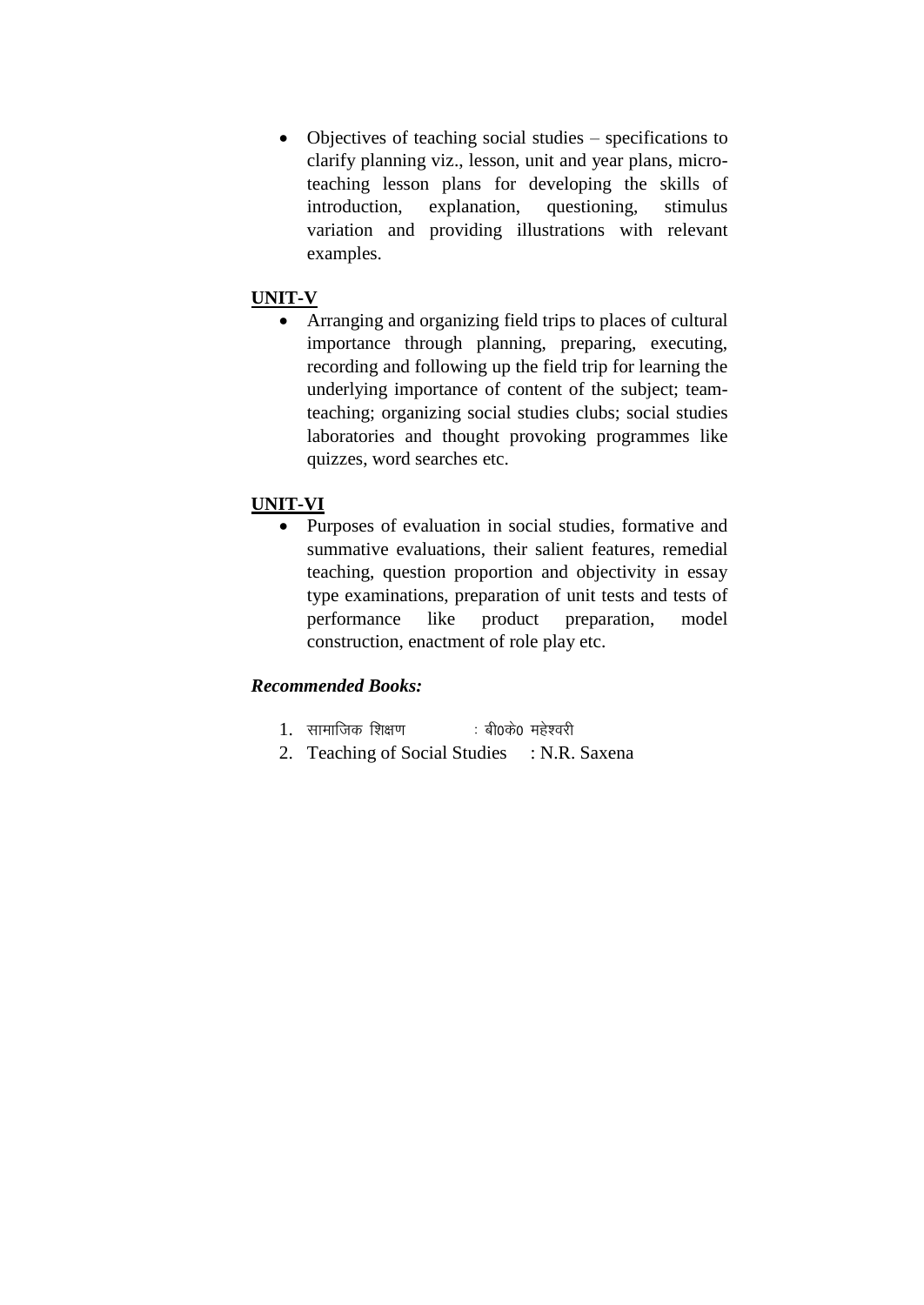- Objectives of teaching social studies – specifications to clarify planning viz., lesson, unit and year plans, micro-teaching lesson plans for developing the skills of introduction, explanation, questioning, stimulus variation and providing illustrations with relevant examples.

**UNIT-V**

- Arranging and organizing field trips to places of cultural importance through planning, preparing, executing, recording and following up the field trip for learning the underlying importance of content of the subject; team-teaching; organizing social studies clubs; social studies laboratories and thought provoking programmes like quizzes, word searches etc.

**UNIT-VI**

- Purposes of evaluation in social studies, formative and summative evaluations, their salient features, remedial teaching, question proportion and objectivity in essay type examinations, preparation of unit tests and tests of performance like product preparation, model construction, enactment of role play etc.

***Recommended Books:***

1. सामाजिक शिक्षण : बी0के0 महेश्वरी
2. Teaching of Social Studies : N.R. Saxena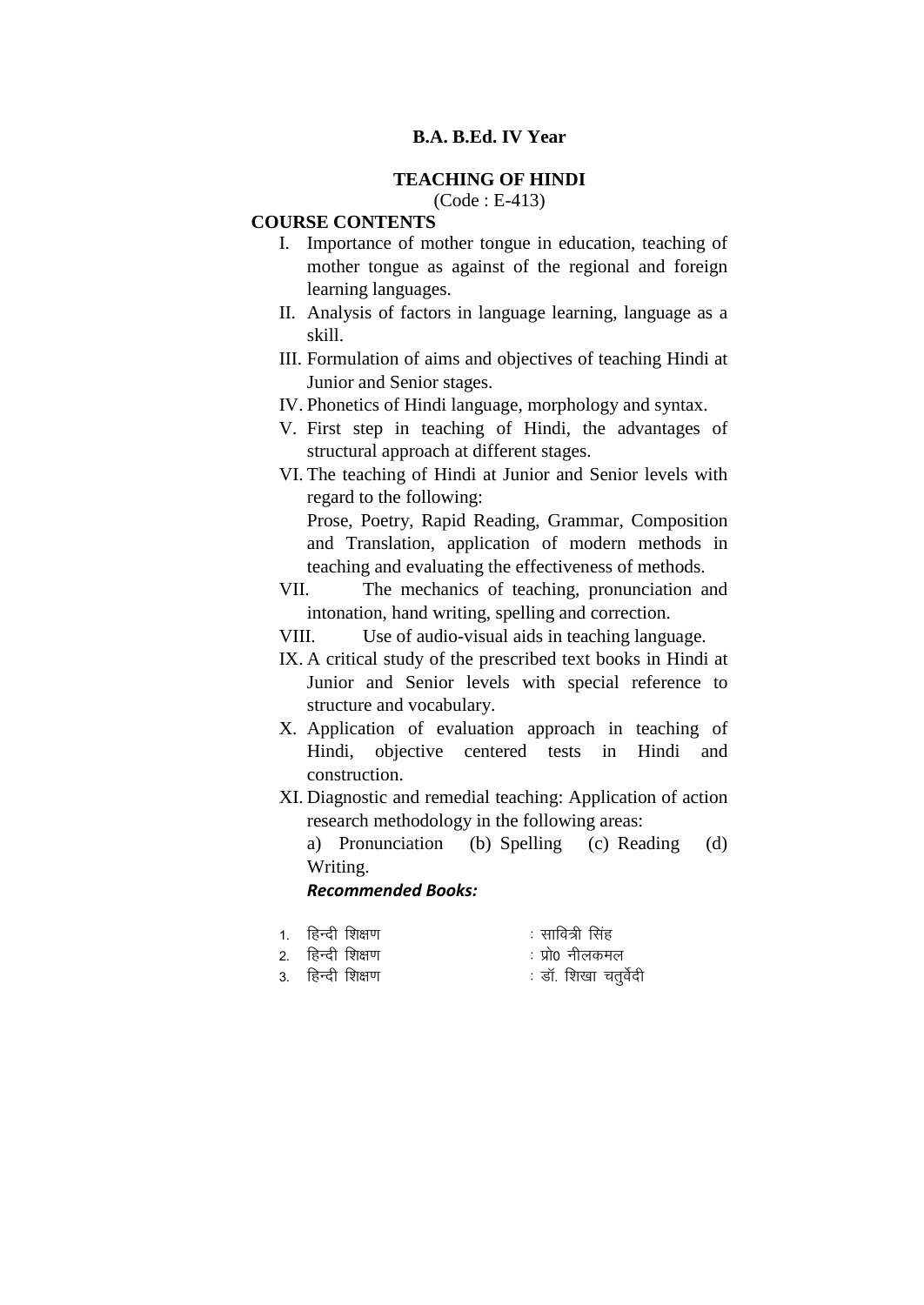**B.A. B.Ed. IV Year**

**TEACHING OF HINDI**

(Code : E-413)

**COURSE CONTENTS**

I. Importance of mother tongue in education, teaching of mother tongue as against of the regional and foreign learning languages.

II. Analysis of factors in language learning, language as a skill.

III. Formulation of aims and objectives of teaching Hindi at Junior and Senior stages.

IV. Phonetics of Hindi language, morphology and syntax.

V. First step in teaching of Hindi, the advantages of structural approach at different stages.

VI. The teaching of Hindi at Junior and Senior levels with regard to the following:
Prose, Poetry, Rapid Reading, Grammar, Composition and Translation, application of modern methods in teaching and evaluating the effectiveness of methods.

VII. The mechanics of teaching, pronunciation and intonation, hand writing, spelling and correction.

VIII. Use of audio-visual aids in teaching language.

IX. A critical study of the prescribed text books in Hindi at Junior and Senior levels with special reference to structure and vocabulary.

X. Application of evaluation approach in teaching of Hindi, objective centered tests in Hindi and construction.

XI. Diagnostic and remedial teaching: Application of action research methodology in the following areas:
a) Pronunciation (b) Spelling (c) Reading (d) Writing.

***Recommended Books:***

1. हिन्दी शिक्षण : सावित्री सिंह
2. हिन्दी शिक्षण : प्रो0 नीलकमल
3. हिन्दी शिक्षण : डॉ. शिखा चतुर्वेदी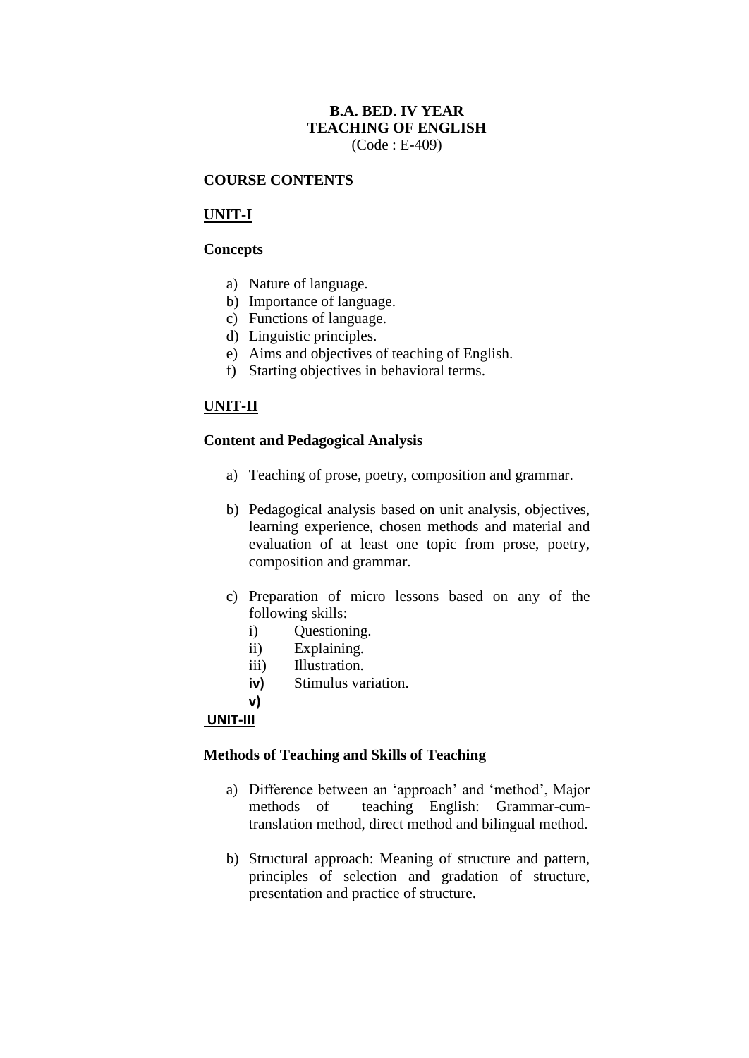**B.A. BED. IV YEAR**
**TEACHING OF ENGLISH**
(Code : E-409)

**COURSE CONTENTS**

**UNIT-I**

**Concepts**

a) Nature of language.
b) Importance of language.
c) Functions of language.
d) Linguistic principles.
e) Aims and objectives of teaching of English.
f) Starting objectives in behavioral terms.

**UNIT-II**

**Content and Pedagogical Analysis**

a) Teaching of prose, poetry, composition and grammar.

b) Pedagogical analysis based on unit analysis, objectives, learning experience, chosen methods and material and evaluation of at least one topic from prose, poetry, composition and grammar.

c) Preparation of micro lessons based on any of the following skills:
   i) Questioning.
   ii) Explaining.
   iii) Illustration.
   iv) Stimulus variation.
   v)

**UNIT-III**

**Methods of Teaching and Skills of Teaching**

a) Difference between an 'approach' and 'method', Major methods of teaching English: Grammar-cum-translation method, direct method and bilingual method.

b) Structural approach: Meaning of structure and pattern, principles of selection and gradation of structure, presentation and practice of structure.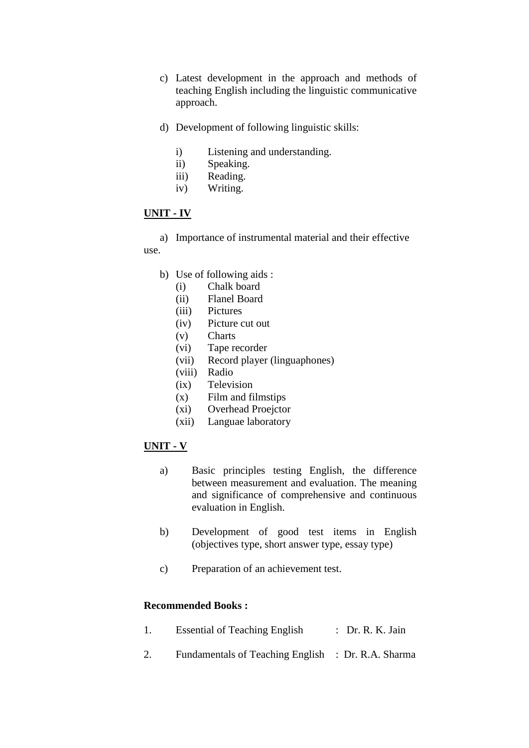c) Latest development in the approach and methods of teaching English including the linguistic communicative approach.

d) Development of following linguistic skills:

   i) Listening and understanding.
   ii) Speaking.
   iii) Reading.
   iv) Writing.

**UNIT - IV**

a) Importance of instrumental material and their effective use.

b) Use of following aids :
   (i) Chalk board
   (ii) Flanel Board
   (iii) Pictures
   (iv) Picture cut out
   (v) Charts
   (vi) Tape recorder
   (vii) Record player (linguaphones)
   (viii) Radio
   (ix) Television
   (x) Film and filmstips
   (xi) Overhead Proejctor
   (xii) Languae laboratory

**UNIT - V**

a) Basic principles testing English, the difference between measurement and evaluation. The meaning and significance of comprehensive and continuous evaluation in English.

b) Development of good test items in English (objectives type, short answer type, essay type)

c) Preparation of an achievement test.

**Recommended Books :**

1. Essential of Teaching English : Dr. R. K. Jain
2. Fundamentals of Teaching English : Dr. R.A. Sharma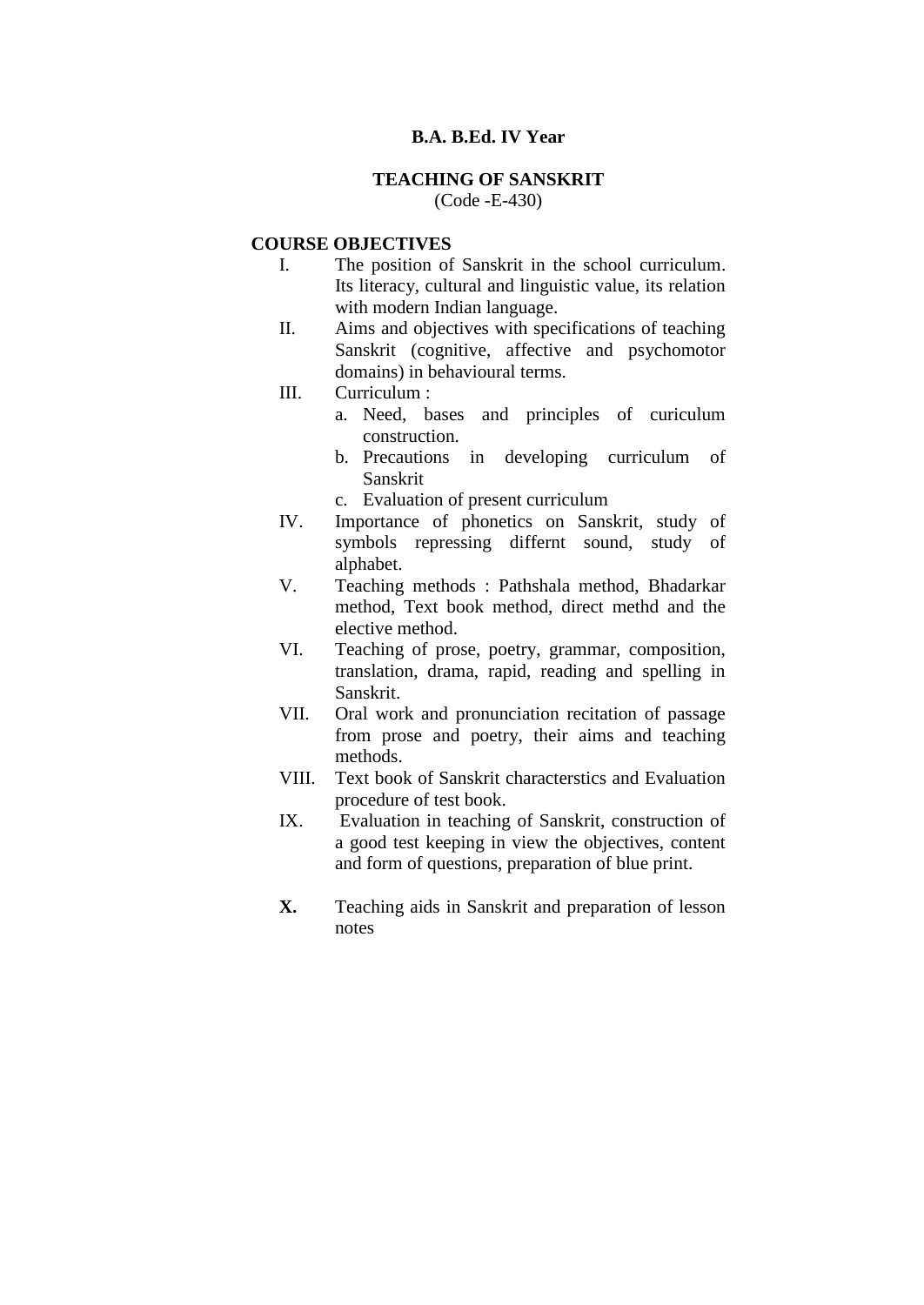**B.A. B.Ed. IV Year**

**TEACHING OF SANSKRIT**
(Code -E-430)

**COURSE OBJECTIVES**

I. The position of Sanskrit in the school curriculum. Its literacy, cultural and linguistic value, its relation with modern Indian language.

II. Aims and objectives with specifications of teaching Sanskrit (cognitive, affective and psychomotor domains) in behavioural terms.

III. Curriculum :
   a. Need, bases and principles of curiculum construction.
   b. Precautions in developing curriculum of Sanskrit
   c. Evaluation of present curriculum

IV. Importance of phonetics on Sanskrit, study of symbols repressing differnt sound, study of alphabet.

V. Teaching methods : Pathshala method, Bhadarkar method, Text book method, direct methd and the elective method.

VI. Teaching of prose, poetry, grammar, composition, translation, drama, rapid, reading and spelling in Sanskrit.

VII. Oral work and pronunciation recitation of passage from prose and poetry, their aims and teaching methods.

VIII. Text book of Sanskrit characterstics and Evaluation procedure of test book.

IX. Evaluation in teaching of Sanskrit, construction of a good test keeping in view the objectives, content and form of questions, preparation of blue print.

**X.** Teaching aids in Sanskrit and preparation of lesson notes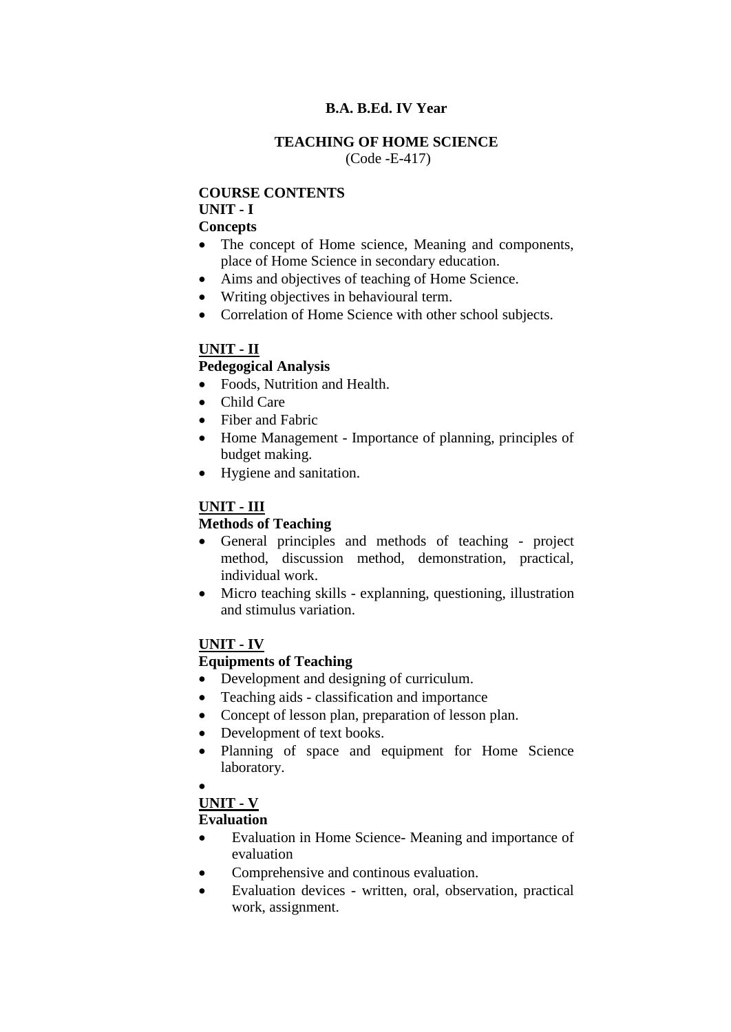**B.A. B.Ed. IV Year**

**TEACHING OF HOME SCIENCE**
(Code -E-417)

**COURSE CONTENTS**

**UNIT - I**

**Concepts**

- The concept of Home science, Meaning and components, place of Home Science in secondary education.
- Aims and objectives of teaching of Home Science.
- Writing objectives in behavioural term.
- Correlation of Home Science with other school subjects.

**UNIT - II**

**Pedegogical Analysis**

- Foods, Nutrition and Health.
- Child Care
- Fiber and Fabric
- Home Management - Importance of planning, principles of budget making.
- Hygiene and sanitation.

**UNIT - III**

**Methods of Teaching**

- General principles and methods of teaching - project method, discussion method, demonstration, practical, individual work.
- Micro teaching skills - explanning, questioning, illustration and stimulus variation.

**UNIT - IV**

**Equipments of Teaching**

- Development and designing of curriculum.
- Teaching aids - classification and importance
- Concept of lesson plan, preparation of lesson plan.
- Development of text books.
- Planning of space and equipment for Home Science laboratory.

**UNIT - V**

**Evaluation**

- Evaluation in Home Science- Meaning and importance of evaluation
- Comprehensive and continous evaluation.
- Evaluation devices - written, oral, observation, practical work, assignment.